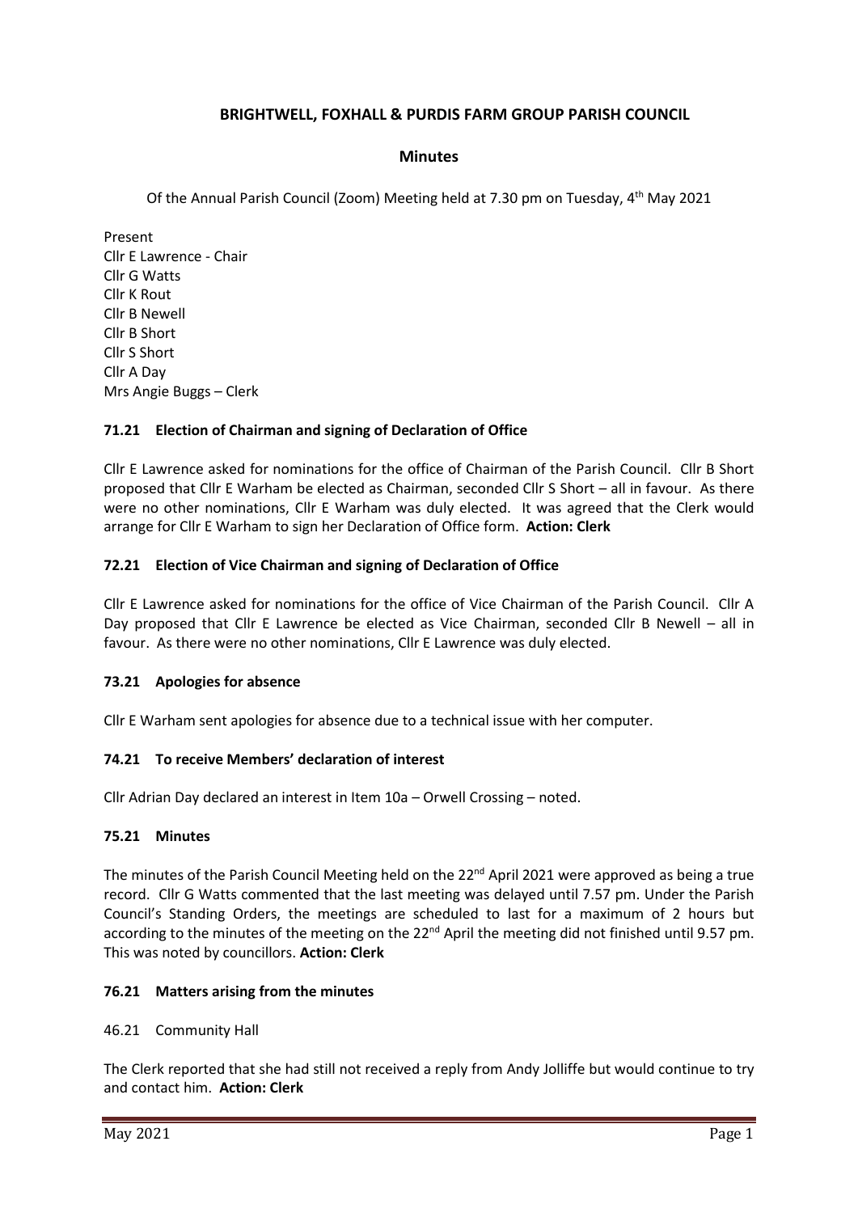# BRIGHTWELL, FOXHALL & PURDIS FARM GROUP PARISH COUNCIL

## Minutes

Of the Annual Parish Council (Zoom) Meeting held at 7.30 pm on Tuesday, 4th May 2021

Present
Cllr E Lawrence - Chair
Cllr G Watts
Cllr K Rout
Cllr B Newell
Cllr B Short
Cllr S Short
Cllr A Day
Mrs Angie Buggs – Clerk

### 71.21 Election of Chairman and signing of Declaration of Office

Cllr E Lawrence asked for nominations for the office of Chairman of the Parish Council. Cllr B Short proposed that Cllr E Warham be elected as Chairman, seconded Cllr S Short – all in favour. As there were no other nominations, Cllr E Warham was duly elected. It was agreed that the Clerk would arrange for Cllr E Warham to sign her Declaration of Office form. **Action: Clerk**

### 72.21 Election of Vice Chairman and signing of Declaration of Office

Cllr E Lawrence asked for nominations for the office of Vice Chairman of the Parish Council. Cllr A Day proposed that Cllr E Lawrence be elected as Vice Chairman, seconded Cllr B Newell – all in favour. As there were no other nominations, Cllr E Lawrence was duly elected.

### 73.21 Apologies for absence

Cllr E Warham sent apologies for absence due to a technical issue with her computer.

### 74.21 To receive Members' declaration of interest

Cllr Adrian Day declared an interest in Item 10a – Orwell Crossing – noted.

### 75.21 Minutes

The minutes of the Parish Council Meeting held on the 22nd April 2021 were approved as being a true record. Cllr G Watts commented that the last meeting was delayed until 7.57 pm. Under the Parish Council's Standing Orders, the meetings are scheduled to last for a maximum of 2 hours but according to the minutes of the meeting on the 22nd April the meeting did not finished until 9.57 pm. This was noted by councillors. **Action: Clerk**

### 76.21 Matters arising from the minutes

46.21 Community Hall

The Clerk reported that she had still not received a reply from Andy Jolliffe but would continue to try and contact him. **Action: Clerk**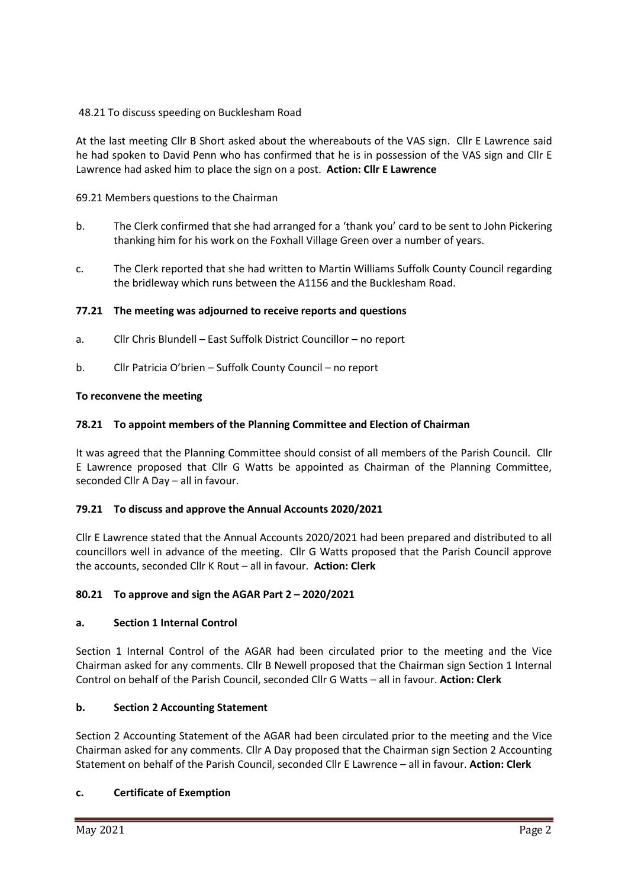48.21 To discuss speeding on Bucklesham Road

At the last meeting Cllr B Short asked about the whereabouts of the VAS sign. Cllr E Lawrence said he had spoken to David Penn who has confirmed that he is in possession of the VAS sign and Cllr E Lawrence had asked him to place the sign on a post. **Action: Cllr E Lawrence**

69.21 Members questions to the Chairman

b. The Clerk confirmed that she had arranged for a 'thank you' card to be sent to John Pickering thanking him for his work on the Foxhall Village Green over a number of years.

c. The Clerk reported that she had written to Martin Williams Suffolk County Council regarding the bridleway which runs between the A1156 and the Bucklesham Road.

**77.21 The meeting was adjourned to receive reports and questions**

a. Cllr Chris Blundell – East Suffolk District Councillor – no report

b. Cllr Patricia O'brien – Suffolk County Council – no report

**To reconvene the meeting**

**78.21 To appoint members of the Planning Committee and Election of Chairman**

It was agreed that the Planning Committee should consist of all members of the Parish Council. Cllr E Lawrence proposed that Cllr G Watts be appointed as Chairman of the Planning Committee, seconded Cllr A Day – all in favour.

**79.21 To discuss and approve the Annual Accounts 2020/2021**

Cllr E Lawrence stated that the Annual Accounts 2020/2021 had been prepared and distributed to all councillors well in advance of the meeting. Cllr G Watts proposed that the Parish Council approve the accounts, seconded Cllr K Rout – all in favour. **Action: Clerk**

**80.21 To approve and sign the AGAR Part 2 – 2020/2021**

**a. Section 1 Internal Control**

Section 1 Internal Control of the AGAR had been circulated prior to the meeting and the Vice Chairman asked for any comments. Cllr B Newell proposed that the Chairman sign Section 1 Internal Control on behalf of the Parish Council, seconded Cllr G Watts – all in favour. **Action: Clerk**

**b. Section 2 Accounting Statement**

Section 2 Accounting Statement of the AGAR had been circulated prior to the meeting and the Vice Chairman asked for any comments. Cllr A Day proposed that the Chairman sign Section 2 Accounting Statement on behalf of the Parish Council, seconded Cllr E Lawrence – all in favour. **Action: Clerk**

**c. Certificate of Exemption**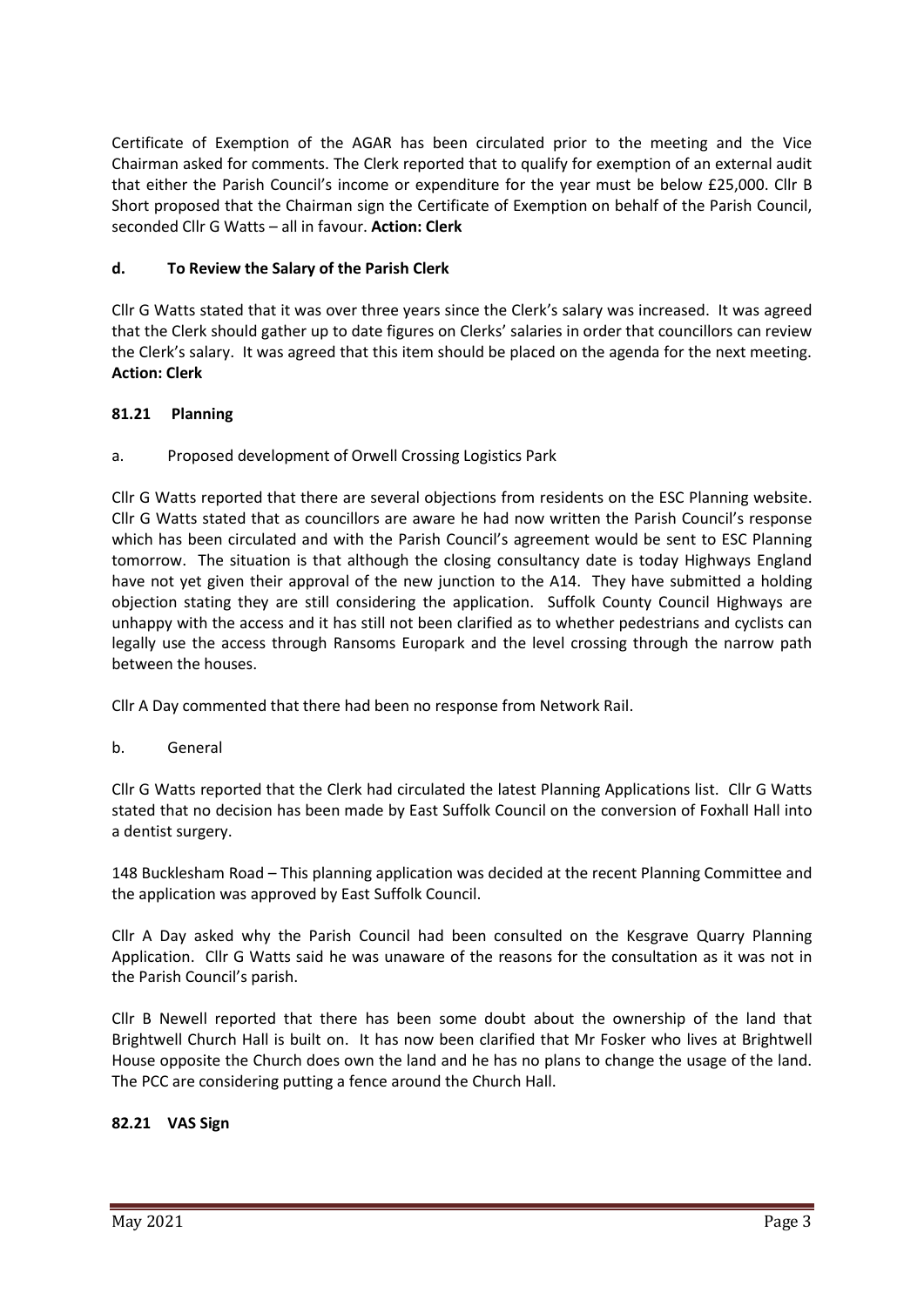Certificate of Exemption of the AGAR has been circulated prior to the meeting and the Vice Chairman asked for comments. The Clerk reported that to qualify for exemption of an external audit that either the Parish Council's income or expenditure for the year must be below £25,000. Cllr B Short proposed that the Chairman sign the Certificate of Exemption on behalf of the Parish Council, seconded Cllr G Watts – all in favour. **Action: Clerk**

### d. To Review the Salary of the Parish Clerk

Cllr G Watts stated that it was over three years since the Clerk's salary was increased. It was agreed that the Clerk should gather up to date figures on Clerks' salaries in order that councillors can review the Clerk's salary. It was agreed that this item should be placed on the agenda for the next meeting. **Action: Clerk**

## 81.21 Planning

a. Proposed development of Orwell Crossing Logistics Park

Cllr G Watts reported that there are several objections from residents on the ESC Planning website. Cllr G Watts stated that as councillors are aware he had now written the Parish Council's response which has been circulated and with the Parish Council's agreement would be sent to ESC Planning tomorrow. The situation is that although the closing consultancy date is today Highways England have not yet given their approval of the new junction to the A14. They have submitted a holding objection stating they are still considering the application. Suffolk County Council Highways are unhappy with the access and it has still not been clarified as to whether pedestrians and cyclists can legally use the access through Ransoms Europark and the level crossing through the narrow path between the houses.

Cllr A Day commented that there had been no response from Network Rail.

b. General

Cllr G Watts reported that the Clerk had circulated the latest Planning Applications list. Cllr G Watts stated that no decision has been made by East Suffolk Council on the conversion of Foxhall Hall into a dentist surgery.

148 Bucklesham Road – This planning application was decided at the recent Planning Committee and the application was approved by East Suffolk Council.

Cllr A Day asked why the Parish Council had been consulted on the Kesgrave Quarry Planning Application. Cllr G Watts said he was unaware of the reasons for the consultation as it was not in the Parish Council's parish.

Cllr B Newell reported that there has been some doubt about the ownership of the land that Brightwell Church Hall is built on. It has now been clarified that Mr Fosker who lives at Brightwell House opposite the Church does own the land and he has no plans to change the usage of the land. The PCC are considering putting a fence around the Church Hall.

## 82.21 VAS Sign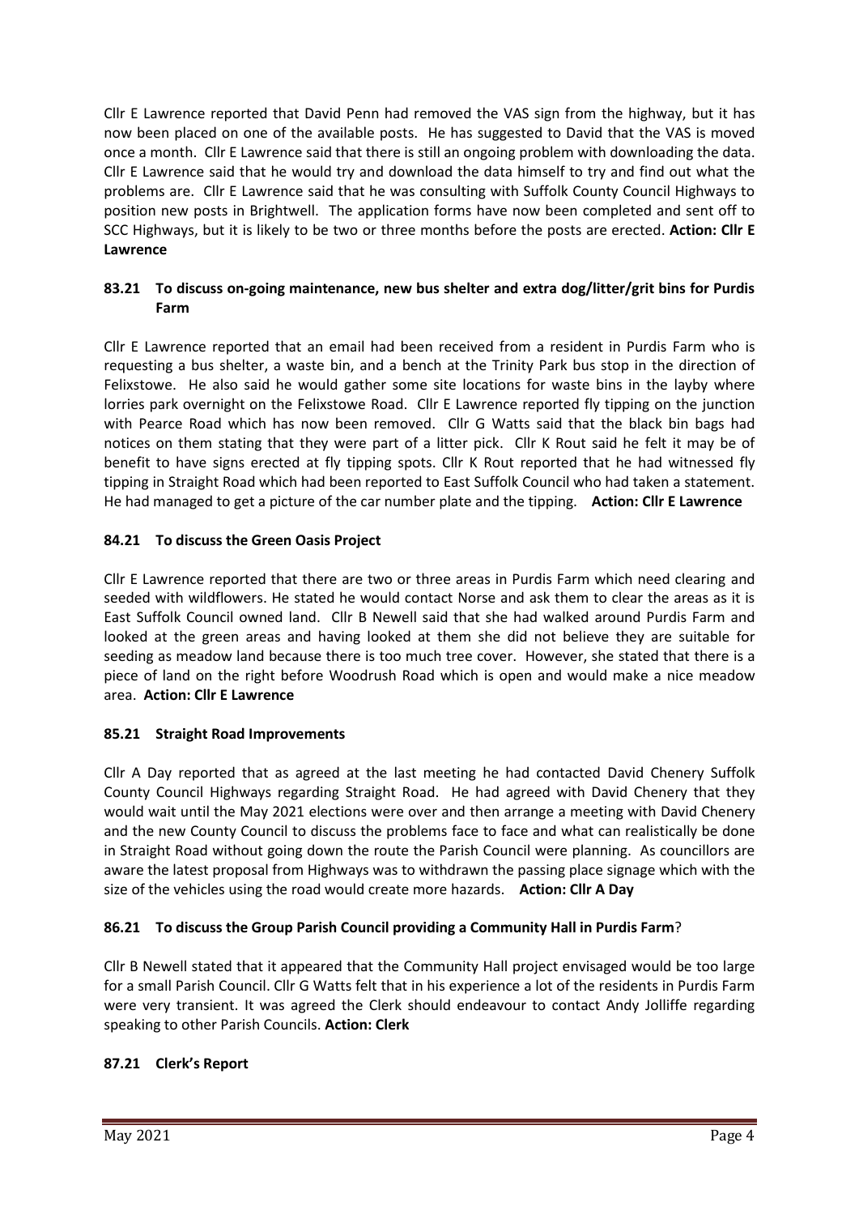Cllr E Lawrence reported that David Penn had removed the VAS sign from the highway, but it has now been placed on one of the available posts. He has suggested to David that the VAS is moved once a month. Cllr E Lawrence said that there is still an ongoing problem with downloading the data. Cllr E Lawrence said that he would try and download the data himself to try and find out what the problems are. Cllr E Lawrence said that he was consulting with Suffolk County Council Highways to position new posts in Brightwell. The application forms have now been completed and sent off to SCC Highways, but it is likely to be two or three months before the posts are erected. **Action: Cllr E Lawrence**

### 83.21 To discuss on-going maintenance, new bus shelter and extra dog/litter/grit bins for Purdis Farm

Cllr E Lawrence reported that an email had been received from a resident in Purdis Farm who is requesting a bus shelter, a waste bin, and a bench at the Trinity Park bus stop in the direction of Felixstowe. He also said he would gather some site locations for waste bins in the layby where lorries park overnight on the Felixstowe Road. Cllr E Lawrence reported fly tipping on the junction with Pearce Road which has now been removed. Cllr G Watts said that the black bin bags had notices on them stating that they were part of a litter pick. Cllr K Rout said he felt it may be of benefit to have signs erected at fly tipping spots. Cllr K Rout reported that he had witnessed fly tipping in Straight Road which had been reported to East Suffolk Council who had taken a statement. He had managed to get a picture of the car number plate and the tipping. **Action: Cllr E Lawrence**

### 84.21 To discuss the Green Oasis Project

Cllr E Lawrence reported that there are two or three areas in Purdis Farm which need clearing and seeded with wildflowers. He stated he would contact Norse and ask them to clear the areas as it is East Suffolk Council owned land. Cllr B Newell said that she had walked around Purdis Farm and looked at the green areas and having looked at them she did not believe they are suitable for seeding as meadow land because there is too much tree cover. However, she stated that there is a piece of land on the right before Woodrush Road which is open and would make a nice meadow area. **Action: Cllr E Lawrence**

### 85.21 Straight Road Improvements

Cllr A Day reported that as agreed at the last meeting he had contacted David Chenery Suffolk County Council Highways regarding Straight Road. He had agreed with David Chenery that they would wait until the May 2021 elections were over and then arrange a meeting with David Chenery and the new County Council to discuss the problems face to face and what can realistically be done in Straight Road without going down the route the Parish Council were planning. As councillors are aware the latest proposal from Highways was to withdrawn the passing place signage which with the size of the vehicles using the road would create more hazards. **Action: Cllr A Day**

### 86.21 To discuss the Group Parish Council providing a Community Hall in Purdis Farm?

Cllr B Newell stated that it appeared that the Community Hall project envisaged would be too large for a small Parish Council. Cllr G Watts felt that in his experience a lot of the residents in Purdis Farm were very transient. It was agreed the Clerk should endeavour to contact Andy Jolliffe regarding speaking to other Parish Councils. **Action: Clerk**

### 87.21 Clerk's Report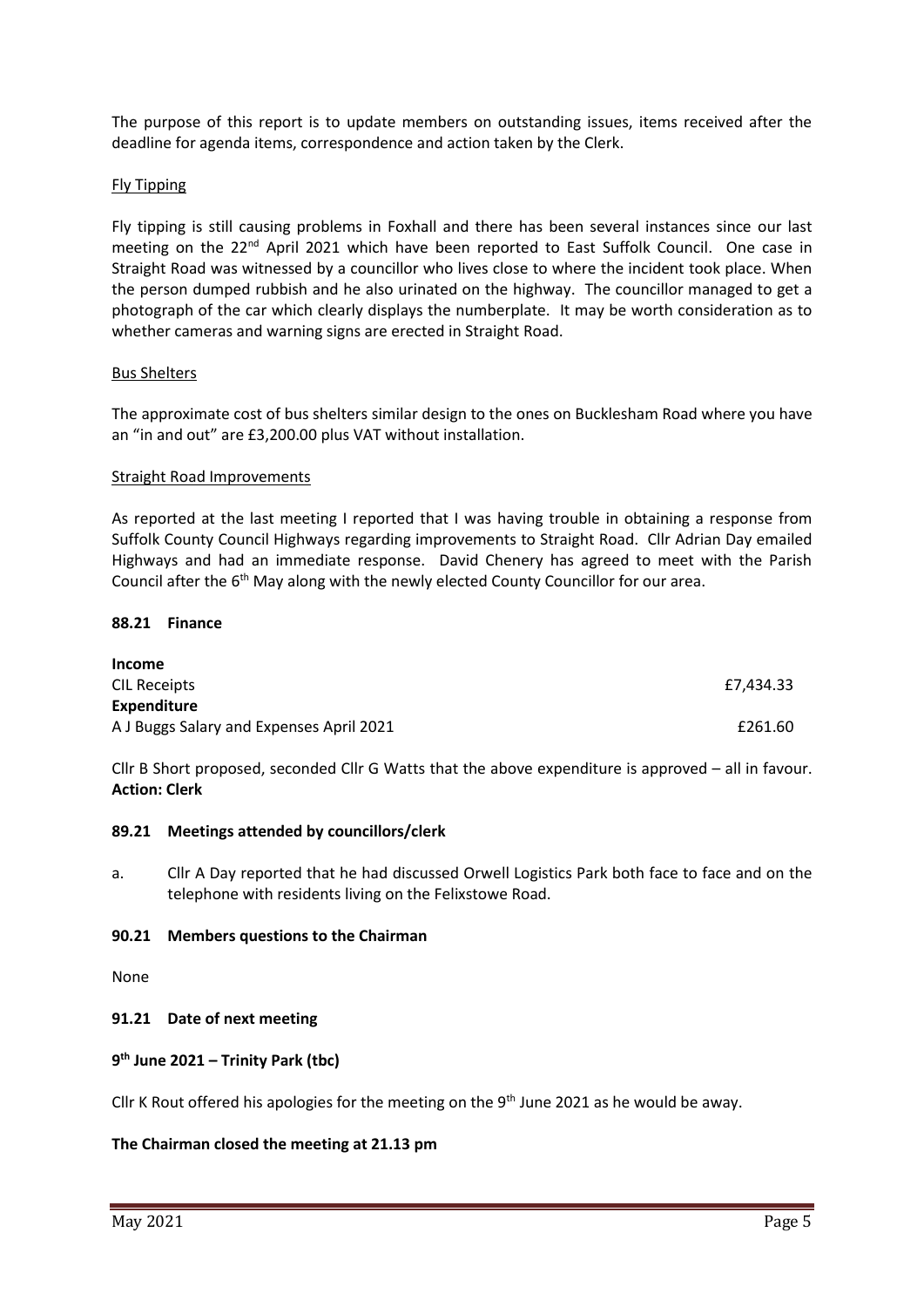The purpose of this report is to update members on outstanding issues, items received after the deadline for agenda items, correspondence and action taken by the Clerk.

Fly Tipping

Fly tipping is still causing problems in Foxhall and there has been several instances since our last meeting on the 22nd April 2021 which have been reported to East Suffolk Council. One case in Straight Road was witnessed by a councillor who lives close to where the incident took place. When the person dumped rubbish and he also urinated on the highway. The councillor managed to get a photograph of the car which clearly displays the numberplate. It may be worth consideration as to whether cameras and warning signs are erected in Straight Road.

Bus Shelters

The approximate cost of bus shelters similar design to the ones on Bucklesham Road where you have an "in and out" are £3,200.00 plus VAT without installation.

Straight Road Improvements

As reported at the last meeting I reported that I was having trouble in obtaining a response from Suffolk County Council Highways regarding improvements to Straight Road. Cllr Adrian Day emailed Highways and had an immediate response. David Chenery has agreed to meet with the Parish Council after the 6th May along with the newly elected County Councillor for our area.

### 88.21 Finance

| | |
|---|---|
| **Income** | |
| CIL Receipts | £7,434.33 |
| **Expenditure** | |
| A J Buggs Salary and Expenses April 2021 | £261.60 |

Cllr B Short proposed, seconded Cllr G Watts that the above expenditure is approved – all in favour. **Action: Clerk**

### 89.21 Meetings attended by councillors/clerk

a. Cllr A Day reported that he had discussed Orwell Logistics Park both face to face and on the telephone with residents living on the Felixstowe Road.

### 90.21 Members questions to the Chairman

None

### 91.21 Date of next meeting

**9th June 2021 – Trinity Park (tbc)**

Cllr K Rout offered his apologies for the meeting on the 9th June 2021 as he would be away.

**The Chairman closed the meeting at 21.13 pm**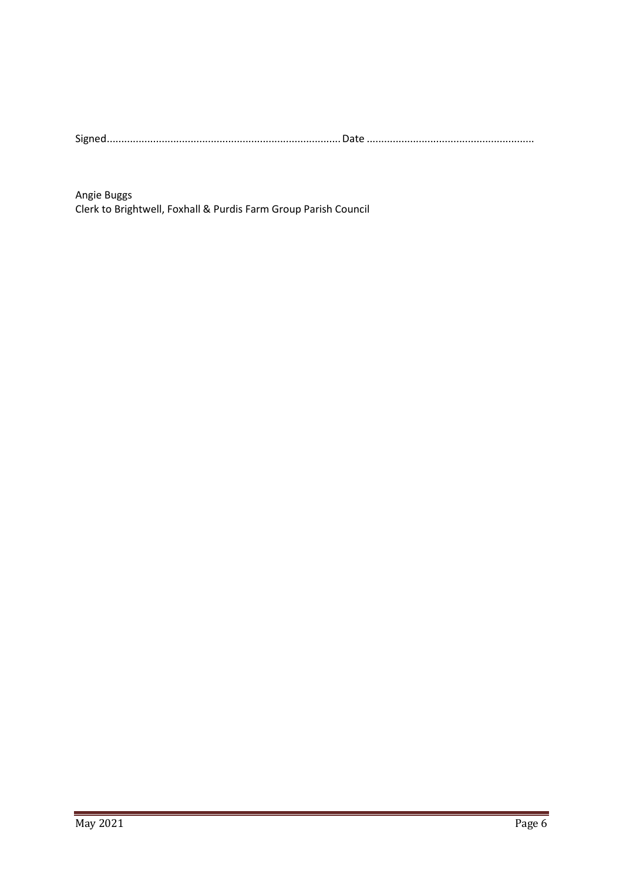Signed................................................................................ Date .........................................................

Angie Buggs
Clerk to Brightwell, Foxhall & Purdis Farm Group Parish Council